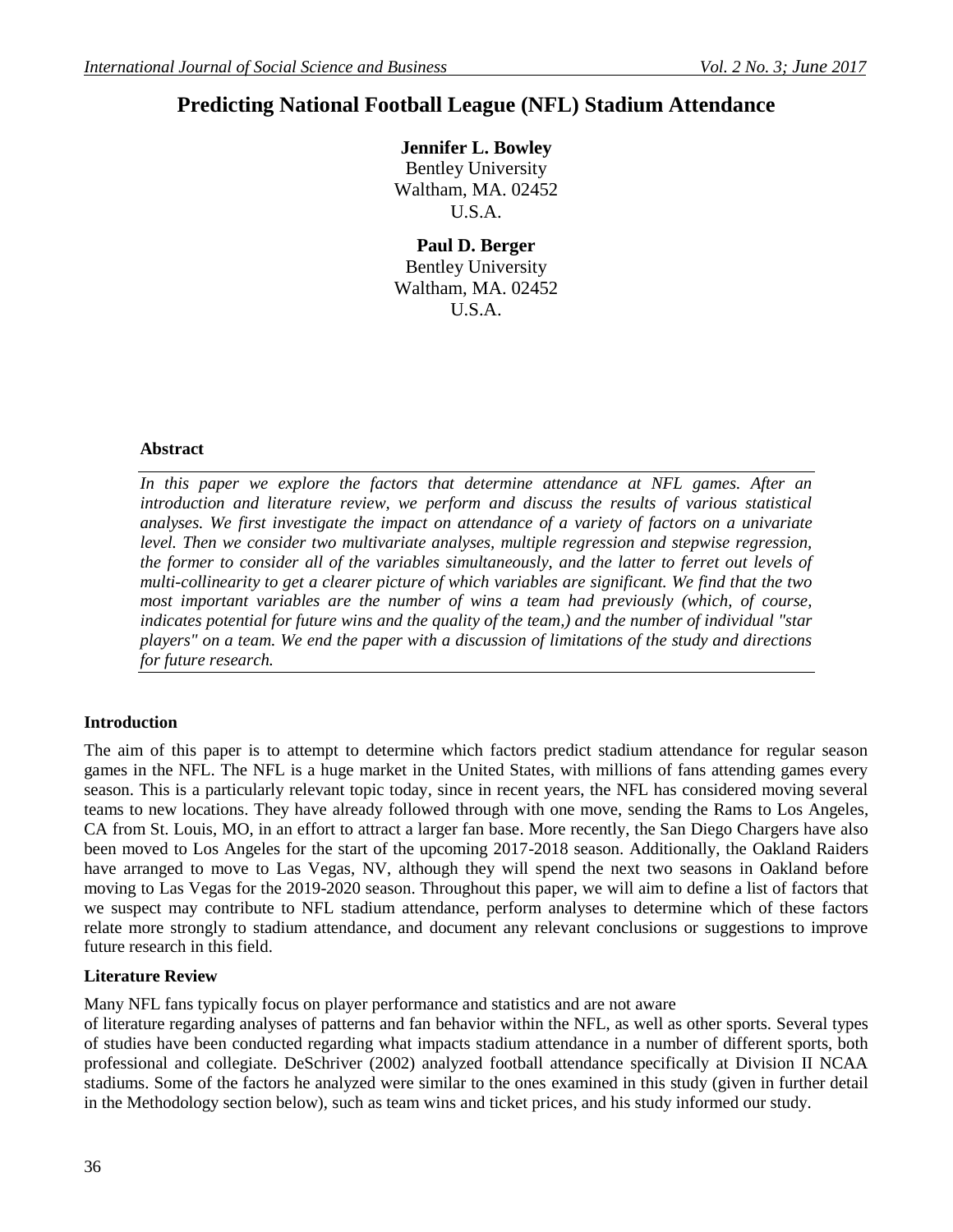# Predicting National Football League (NFL) Stadium Attendance

**Jennifer L. Bowley**
Bentley University
Waltham, MA. 02452
U.S.A.

**Paul D. Berger**
Bentley University
Waltham, MA. 02452
U.S.A.

### Abstract

*In this paper we explore the factors that determine attendance at NFL games. After an introduction and literature review, we perform and discuss the results of various statistical analyses. We first investigate the impact on attendance of a variety of factors on a univariate level. Then we consider two multivariate analyses, multiple regression and stepwise regression, the former to consider all of the variables simultaneously, and the latter to ferret out levels of multi-collinearity to get a clearer picture of which variables are significant. We find that the two most important variables are the number of wins a team had previously (which, of course, indicates potential for future wins and the quality of the team,) and the number of individual "star players" on a team. We end the paper with a discussion of limitations of the study and directions for future research.*

## Introduction

The aim of this paper is to attempt to determine which factors predict stadium attendance for regular season games in the NFL. The NFL is a huge market in the United States, with millions of fans attending games every season. This is a particularly relevant topic today, since in recent years, the NFL has considered moving several teams to new locations. They have already followed through with one move, sending the Rams to Los Angeles, CA from St. Louis, MO, in an effort to attract a larger fan base. More recently, the San Diego Chargers have also been moved to Los Angeles for the start of the upcoming 2017-2018 season. Additionally, the Oakland Raiders have arranged to move to Las Vegas, NV, although they will spend the next two seasons in Oakland before moving to Las Vegas for the 2019-2020 season. Throughout this paper, we will aim to define a list of factors that we suspect may contribute to NFL stadium attendance, perform analyses to determine which of these factors relate more strongly to stadium attendance, and document any relevant conclusions or suggestions to improve future research in this field.

## Literature Review

Many NFL fans typically focus on player performance and statistics and are not aware of literature regarding analyses of patterns and fan behavior within the NFL, as well as other sports. Several types of studies have been conducted regarding what impacts stadium attendance in a number of different sports, both professional and collegiate. DeSchriver (2002) analyzed football attendance specifically at Division II NCAA stadiums. Some of the factors he analyzed were similar to the ones examined in this study (given in further detail in the Methodology section below), such as team wins and ticket prices, and his study informed our study.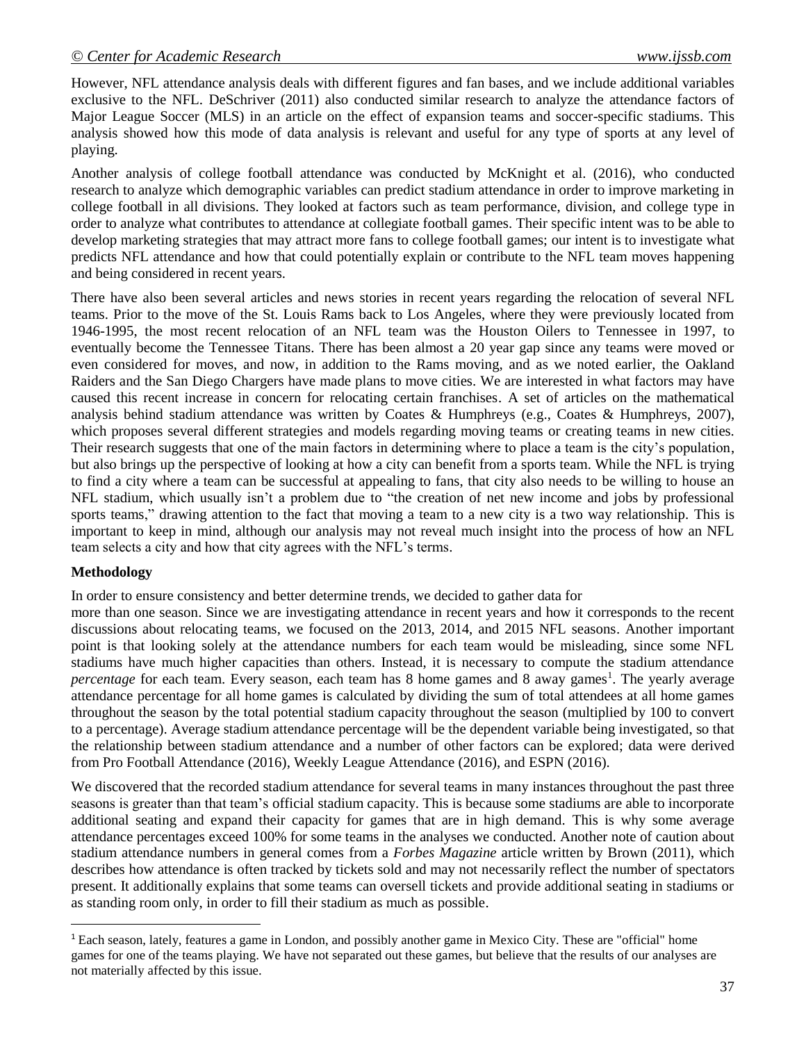However, NFL attendance analysis deals with different figures and fan bases, and we include additional variables exclusive to the NFL. DeSchriver (2011) also conducted similar research to analyze the attendance factors of Major League Soccer (MLS) in an article on the effect of expansion teams and soccer-specific stadiums. This analysis showed how this mode of data analysis is relevant and useful for any type of sports at any level of playing.

Another analysis of college football attendance was conducted by McKnight et al. (2016), who conducted research to analyze which demographic variables can predict stadium attendance in order to improve marketing in college football in all divisions. They looked at factors such as team performance, division, and college type in order to analyze what contributes to attendance at collegiate football games. Their specific intent was to be able to develop marketing strategies that may attract more fans to college football games; our intent is to investigate what predicts NFL attendance and how that could potentially explain or contribute to the NFL team moves happening and being considered in recent years.

There have also been several articles and news stories in recent years regarding the relocation of several NFL teams. Prior to the move of the St. Louis Rams back to Los Angeles, where they were previously located from 1946-1995, the most recent relocation of an NFL team was the Houston Oilers to Tennessee in 1997, to eventually become the Tennessee Titans. There has been almost a 20 year gap since any teams were moved or even considered for moves, and now, in addition to the Rams moving, and as we noted earlier, the Oakland Raiders and the San Diego Chargers have made plans to move cities. We are interested in what factors may have caused this recent increase in concern for relocating certain franchises. A set of articles on the mathematical analysis behind stadium attendance was written by Coates & Humphreys (e.g., Coates & Humphreys, 2007), which proposes several different strategies and models regarding moving teams or creating teams in new cities. Their research suggests that one of the main factors in determining where to place a team is the city's population, but also brings up the perspective of looking at how a city can benefit from a sports team. While the NFL is trying to find a city where a team can be successful at appealing to fans, that city also needs to be willing to house an NFL stadium, which usually isn't a problem due to "the creation of net new income and jobs by professional sports teams," drawing attention to the fact that moving a team to a new city is a two way relationship. This is important to keep in mind, although our analysis may not reveal much insight into the process of how an NFL team selects a city and how that city agrees with the NFL's terms.

## Methodology

In order to ensure consistency and better determine trends, we decided to gather data for more than one season. Since we are investigating attendance in recent years and how it corresponds to the recent discussions about relocating teams, we focused on the 2013, 2014, and 2015 NFL seasons. Another important point is that looking solely at the attendance numbers for each team would be misleading, since some NFL stadiums have much higher capacities than others. Instead, it is necessary to compute the stadium attendance *percentage* for each team. Every season, each team has 8 home games and 8 away games[1]. The yearly average attendance percentage for all home games is calculated by dividing the sum of total attendees at all home games throughout the season by the total potential stadium capacity throughout the season (multiplied by 100 to convert to a percentage). Average stadium attendance percentage will be the dependent variable being investigated, so that the relationship between stadium attendance and a number of other factors can be explored; data were derived from Pro Football Attendance (2016), Weekly League Attendance (2016), and ESPN (2016).

We discovered that the recorded stadium attendance for several teams in many instances throughout the past three seasons is greater than that team's official stadium capacity. This is because some stadiums are able to incorporate additional seating and expand their capacity for games that are in high demand. This is why some average attendance percentages exceed 100% for some teams in the analyses we conducted. Another note of caution about stadium attendance numbers in general comes from a *Forbes Magazine* article written by Brown (2011), which describes how attendance is often tracked by tickets sold and may not necessarily reflect the number of spectators present. It additionally explains that some teams can oversell tickets and provide additional seating in stadiums or as standing room only, in order to fill their stadium as much as possible.

---

[1] Each season, lately, features a game in London, and possibly another game in Mexico City. These are "official" home games for one of the teams playing. We have not separated out these games, but believe that the results of our analyses are not materially affected by this issue.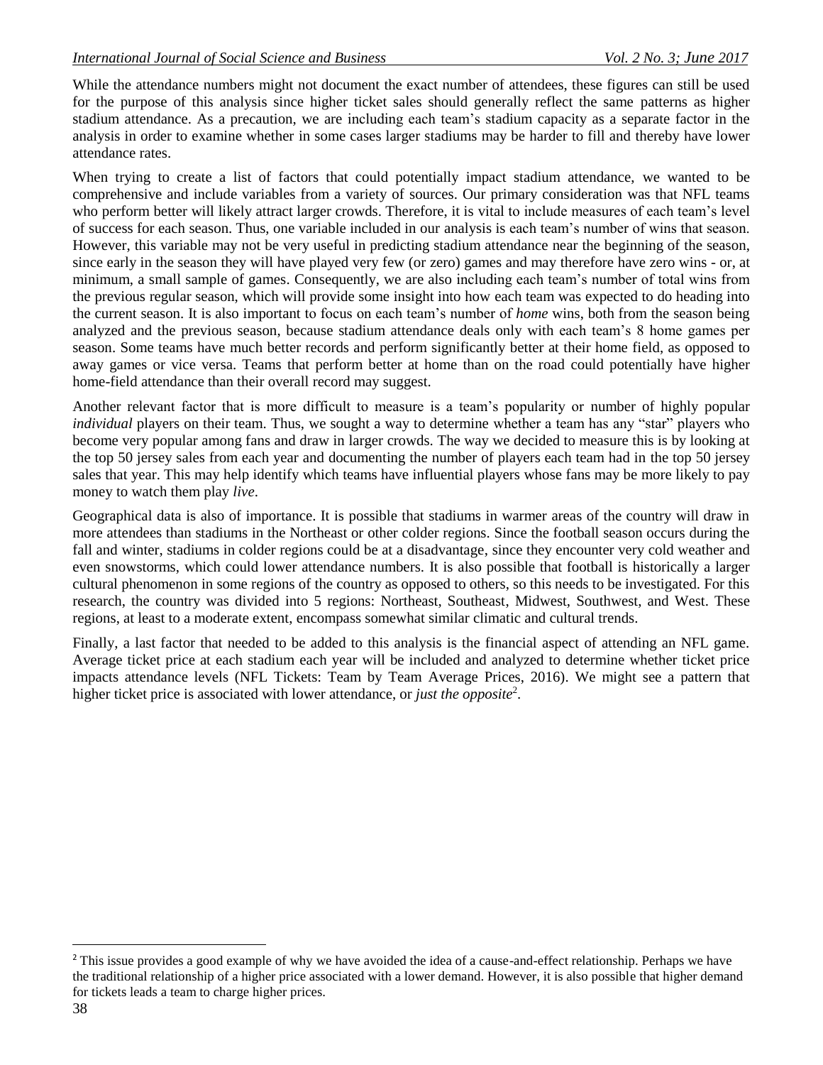While the attendance numbers might not document the exact number of attendees, these figures can still be used for the purpose of this analysis since higher ticket sales should generally reflect the same patterns as higher stadium attendance. As a precaution, we are including each team's stadium capacity as a separate factor in the analysis in order to examine whether in some cases larger stadiums may be harder to fill and thereby have lower attendance rates.

When trying to create a list of factors that could potentially impact stadium attendance, we wanted to be comprehensive and include variables from a variety of sources. Our primary consideration was that NFL teams who perform better will likely attract larger crowds. Therefore, it is vital to include measures of each team's level of success for each season. Thus, one variable included in our analysis is each team's number of wins that season. However, this variable may not be very useful in predicting stadium attendance near the beginning of the season, since early in the season they will have played very few (or zero) games and may therefore have zero wins - or, at minimum, a small sample of games. Consequently, we are also including each team's number of total wins from the previous regular season, which will provide some insight into how each team was expected to do heading into the current season. It is also important to focus on each team's number of *home* wins, both from the season being analyzed and the previous season, because stadium attendance deals only with each team's 8 home games per season. Some teams have much better records and perform significantly better at their home field, as opposed to away games or vice versa. Teams that perform better at home than on the road could potentially have higher home-field attendance than their overall record may suggest.

Another relevant factor that is more difficult to measure is a team's popularity or number of highly popular *individual* players on their team. Thus, we sought a way to determine whether a team has any "star" players who become very popular among fans and draw in larger crowds. The way we decided to measure this is by looking at the top 50 jersey sales from each year and documenting the number of players each team had in the top 50 jersey sales that year. This may help identify which teams have influential players whose fans may be more likely to pay money to watch them play *live*.

Geographical data is also of importance. It is possible that stadiums in warmer areas of the country will draw in more attendees than stadiums in the Northeast or other colder regions. Since the football season occurs during the fall and winter, stadiums in colder regions could be at a disadvantage, since they encounter very cold weather and even snowstorms, which could lower attendance numbers. It is also possible that football is historically a larger cultural phenomenon in some regions of the country as opposed to others, so this needs to be investigated. For this research, the country was divided into 5 regions: Northeast, Southeast, Midwest, Southwest, and West. These regions, at least to a moderate extent, encompass somewhat similar climatic and cultural trends.

Finally, a last factor that needed to be added to this analysis is the financial aspect of attending an NFL game. Average ticket price at each stadium each year will be included and analyzed to determine whether ticket price impacts attendance levels (NFL Tickets: Team by Team Average Prices, 2016). We might see a pattern that higher ticket price is associated with lower attendance, or *just the opposite*[2].

---

[2] This issue provides a good example of why we have avoided the idea of a cause-and-effect relationship. Perhaps we have the traditional relationship of a higher price associated with a lower demand. However, it is also possible that higher demand for tickets leads a team to charge higher prices.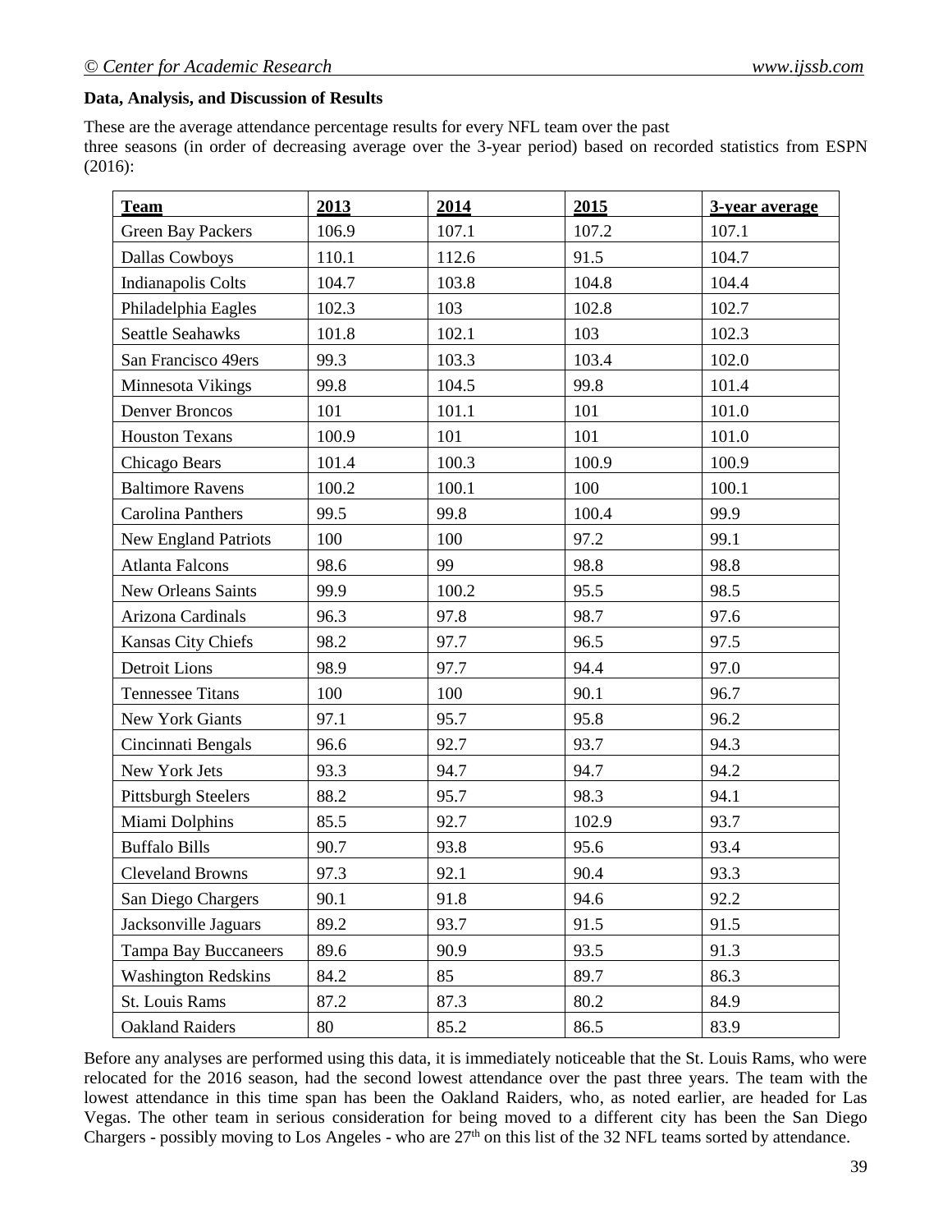**Data, Analysis, and Discussion of Results**

These are the average attendance percentage results for every NFL team over the past three seasons (in order of decreasing average over the 3-year period) based on recorded statistics from ESPN (2016):

| Team | 2013 | 2014 | 2015 | 3-year average |
|---|---|---|---|---|
| Green Bay Packers | 106.9 | 107.1 | 107.2 | 107.1 |
| Dallas Cowboys | 110.1 | 112.6 | 91.5 | 104.7 |
| Indianapolis Colts | 104.7 | 103.8 | 104.8 | 104.4 |
| Philadelphia Eagles | 102.3 | 103 | 102.8 | 102.7 |
| Seattle Seahawks | 101.8 | 102.1 | 103 | 102.3 |
| San Francisco 49ers | 99.3 | 103.3 | 103.4 | 102.0 |
| Minnesota Vikings | 99.8 | 104.5 | 99.8 | 101.4 |
| Denver Broncos | 101 | 101.1 | 101 | 101.0 |
| Houston Texans | 100.9 | 101 | 101 | 101.0 |
| Chicago Bears | 101.4 | 100.3 | 100.9 | 100.9 |
| Baltimore Ravens | 100.2 | 100.1 | 100 | 100.1 |
| Carolina Panthers | 99.5 | 99.8 | 100.4 | 99.9 |
| New England Patriots | 100 | 100 | 97.2 | 99.1 |
| Atlanta Falcons | 98.6 | 99 | 98.8 | 98.8 |
| New Orleans Saints | 99.9 | 100.2 | 95.5 | 98.5 |
| Arizona Cardinals | 96.3 | 97.8 | 98.7 | 97.6 |
| Kansas City Chiefs | 98.2 | 97.7 | 96.5 | 97.5 |
| Detroit Lions | 98.9 | 97.7 | 94.4 | 97.0 |
| Tennessee Titans | 100 | 100 | 90.1 | 96.7 |
| New York Giants | 97.1 | 95.7 | 95.8 | 96.2 |
| Cincinnati Bengals | 96.6 | 92.7 | 93.7 | 94.3 |
| New York Jets | 93.3 | 94.7 | 94.7 | 94.2 |
| Pittsburgh Steelers | 88.2 | 95.7 | 98.3 | 94.1 |
| Miami Dolphins | 85.5 | 92.7 | 102.9 | 93.7 |
| Buffalo Bills | 90.7 | 93.8 | 95.6 | 93.4 |
| Cleveland Browns | 97.3 | 92.1 | 90.4 | 93.3 |
| San Diego Chargers | 90.1 | 91.8 | 94.6 | 92.2 |
| Jacksonville Jaguars | 89.2 | 93.7 | 91.5 | 91.5 |
| Tampa Bay Buccaneers | 89.6 | 90.9 | 93.5 | 91.3 |
| Washington Redskins | 84.2 | 85 | 89.7 | 86.3 |
| St. Louis Rams | 87.2 | 87.3 | 80.2 | 84.9 |
| Oakland Raiders | 80 | 85.2 | 86.5 | 83.9 |

Before any analyses are performed using this data, it is immediately noticeable that the St. Louis Rams, who were relocated for the 2016 season, had the second lowest attendance over the past three years. The team with the lowest attendance in this time span has been the Oakland Raiders, who, as noted earlier, are headed for Las Vegas. The other team in serious consideration for being moved to a different city has been the San Diego Chargers - possibly moving to Los Angeles - who are 27th on this list of the 32 NFL teams sorted by attendance.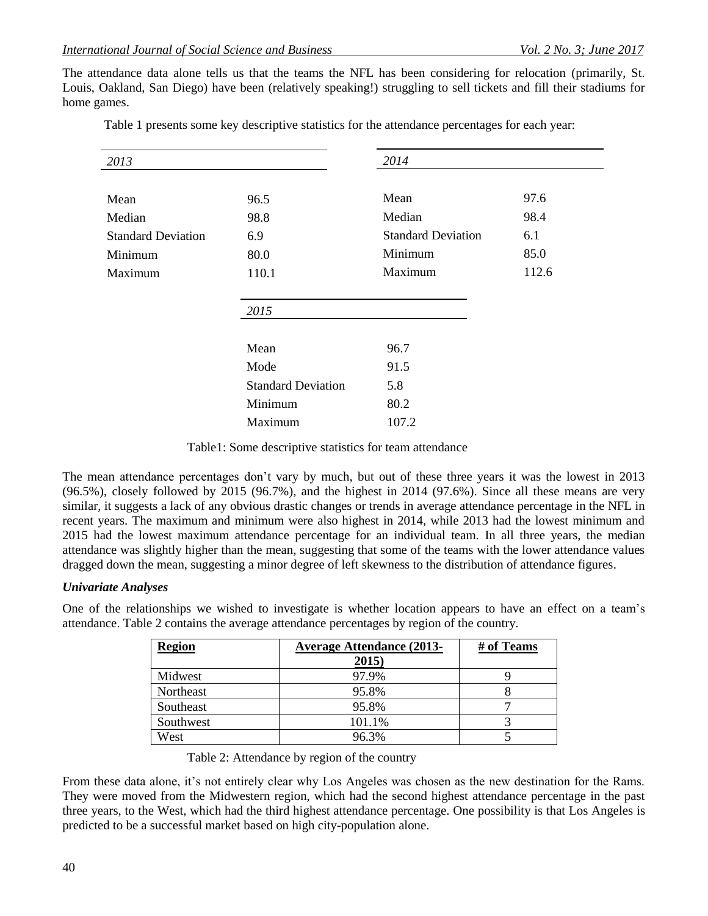The attendance data alone tells us that the teams the NFL has been considering for relocation (primarily, St. Louis, Oakland, San Diego) have been (relatively speaking!) struggling to sell tickets and fill their stadiums for home games.

Table 1 presents some key descriptive statistics for the attendance percentages for each year:

| *2013* | | *2014* | |
|---|---|---|---|
| Mean | 96.5 | Mean | 97.6 |
| Median | 98.8 | Median | 98.4 |
| Standard Deviation | 6.9 | Standard Deviation | 6.1 |
| Minimum | 80.0 | Minimum | 85.0 |
| Maximum | 110.1 | Maximum | 112.6 |

| *2015* | |
|---|---|
| Mean | 96.7 |
| Mode | 91.5 |
| Standard Deviation | 5.8 |
| Minimum | 80.2 |
| Maximum | 107.2 |

Table1: Some descriptive statistics for team attendance

The mean attendance percentages don't vary by much, but out of these three years it was the lowest in 2013 (96.5%), closely followed by 2015 (96.7%), and the highest in 2014 (97.6%). Since all these means are very similar, it suggests a lack of any obvious drastic changes or trends in average attendance percentage in the NFL in recent years. The maximum and minimum were also highest in 2014, while 2013 had the lowest minimum and 2015 had the lowest maximum attendance percentage for an individual team. In all three years, the median attendance was slightly higher than the mean, suggesting that some of the teams with the lower attendance values dragged down the mean, suggesting a minor degree of left skewness to the distribution of attendance figures.

### *Univariate Analyses*

One of the relationships we wished to investigate is whether location appears to have an effect on a team's attendance. Table 2 contains the average attendance percentages by region of the country.

| Region | Average Attendance (2013-2015) | # of Teams |
|---|---|---|
| Midwest | 97.9% | 9 |
| Northeast | 95.8% | 8 |
| Southeast | 95.8% | 7 |
| Southwest | 101.1% | 3 |
| West | 96.3% | 5 |

Table 2: Attendance by region of the country

From these data alone, it's not entirely clear why Los Angeles was chosen as the new destination for the Rams. They were moved from the Midwestern region, which had the second highest attendance percentage in the past three years, to the West, which had the third highest attendance percentage. One possibility is that Los Angeles is predicted to be a successful market based on high city-population alone.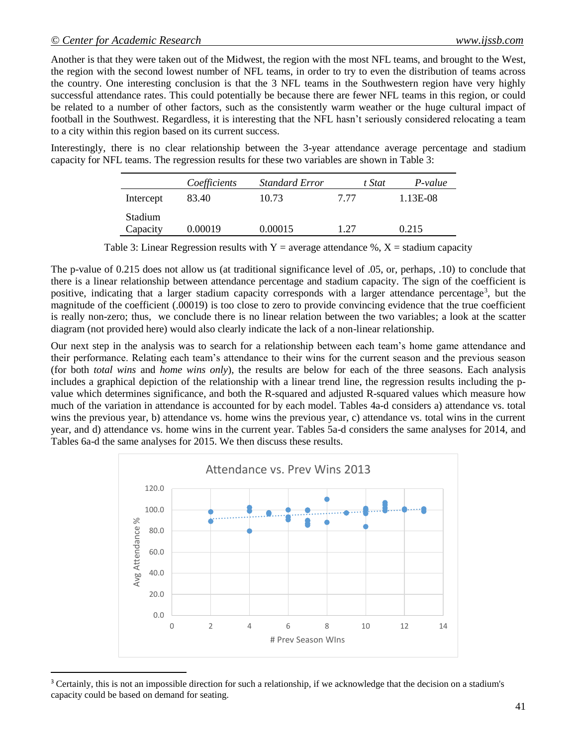Another is that they were taken out of the Midwest, the region with the most NFL teams, and brought to the West, the region with the second lowest number of NFL teams, in order to try to even the distribution of teams across the country. One interesting conclusion is that the 3 NFL teams in the Southwestern region have very highly successful attendance rates. This could potentially be because there are fewer NFL teams in this region, or could be related to a number of other factors, such as the consistently warm weather or the huge cultural impact of football in the Southwest. Regardless, it is interesting that the NFL hasn't seriously considered relocating a team to a city within this region based on its current success.

Interestingly, there is no clear relationship between the 3-year attendance average percentage and stadium capacity for NFL teams. The regression results for these two variables are shown in Table 3:

| | *Coefficients* | *Standard Error* | *t Stat* | *P-value* |
|---|---|---|---|---|
| Intercept | 83.40 | 10.73 | 7.77 | 1.13E-08 |
| Stadium Capacity | 0.00019 | 0.00015 | 1.27 | 0.215 |

Table 3: Linear Regression results with Y = average attendance %, X = stadium capacity

The p-value of 0.215 does not allow us (at traditional significance level of .05, or, perhaps, .10) to conclude that there is a linear relationship between attendance percentage and stadium capacity. The sign of the coefficient is positive, indicating that a larger stadium capacity corresponds with a larger attendance percentage[3], but the magnitude of the coefficient (.00019) is too close to zero to provide convincing evidence that the true coefficient is really non-zero; thus, we conclude there is no linear relation between the two variables; a look at the scatter diagram (not provided here) would also clearly indicate the lack of a non-linear relationship.

Our next step in the analysis was to search for a relationship between each team's home game attendance and their performance. Relating each team's attendance to their wins for the current season and the previous season (for both *total wins* and *home wins only*), the results are below for each of the three seasons. Each analysis includes a graphical depiction of the relationship with a linear trend line, the regression results including the p-value which determines significance, and both the R-squared and adjusted R-squared values which measure how much of the variation in attendance is accounted for by each model. Tables 4a-d considers a) attendance vs. total wins the previous year, b) attendance vs. home wins the previous year, c) attendance vs. total wins in the current year, and d) attendance vs. home wins in the current year. Tables 5a-d considers the same analyses for 2014, and Tables 6a-d the same analyses for 2015. We then discuss these results.

Attendance vs. Prev Wins 2013

[3] Certainly, this is not an impossible direction for such a relationship, if we acknowledge that the decision on a stadium's capacity could be based on demand for seating.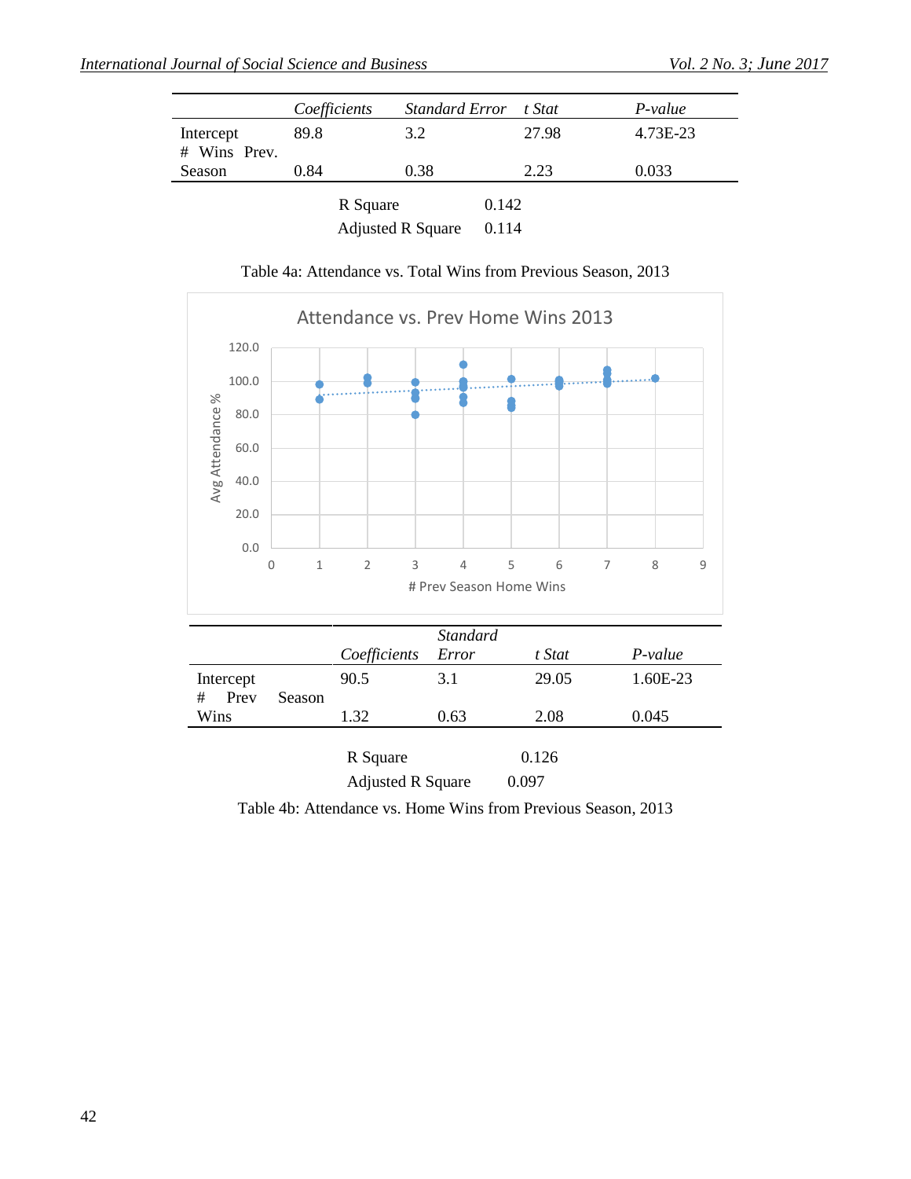| | *Coefficients* | *Standard Error* | *t Stat* | *P-value* |
|---|---|---|---|---|
| Intercept | 89.8 | 3.2 | 27.98 | 4.73E-23 |
| # Wins Prev. Season | 0.84 | 0.38 | 2.23 | 0.033 |

| | |
|---|---|
| R Square | 0.142 |
| Adjusted R Square | 0.114 |

Table 4a: Attendance vs. Total Wins from Previous Season, 2013

| | *Coefficients* | *Standard Error* | *t Stat* | *P-value* |
|---|---|---|---|---|
| Intercept | 90.5 | 3.1 | 29.05 | 1.60E-23 |
| # Prev Season Wins | 1.32 | 0.63 | 2.08 | 0.045 |

| | |
|---|---|
| R Square | 0.126 |
| Adjusted R Square | 0.097 |

Table 4b: Attendance vs. Home Wins from Previous Season, 2013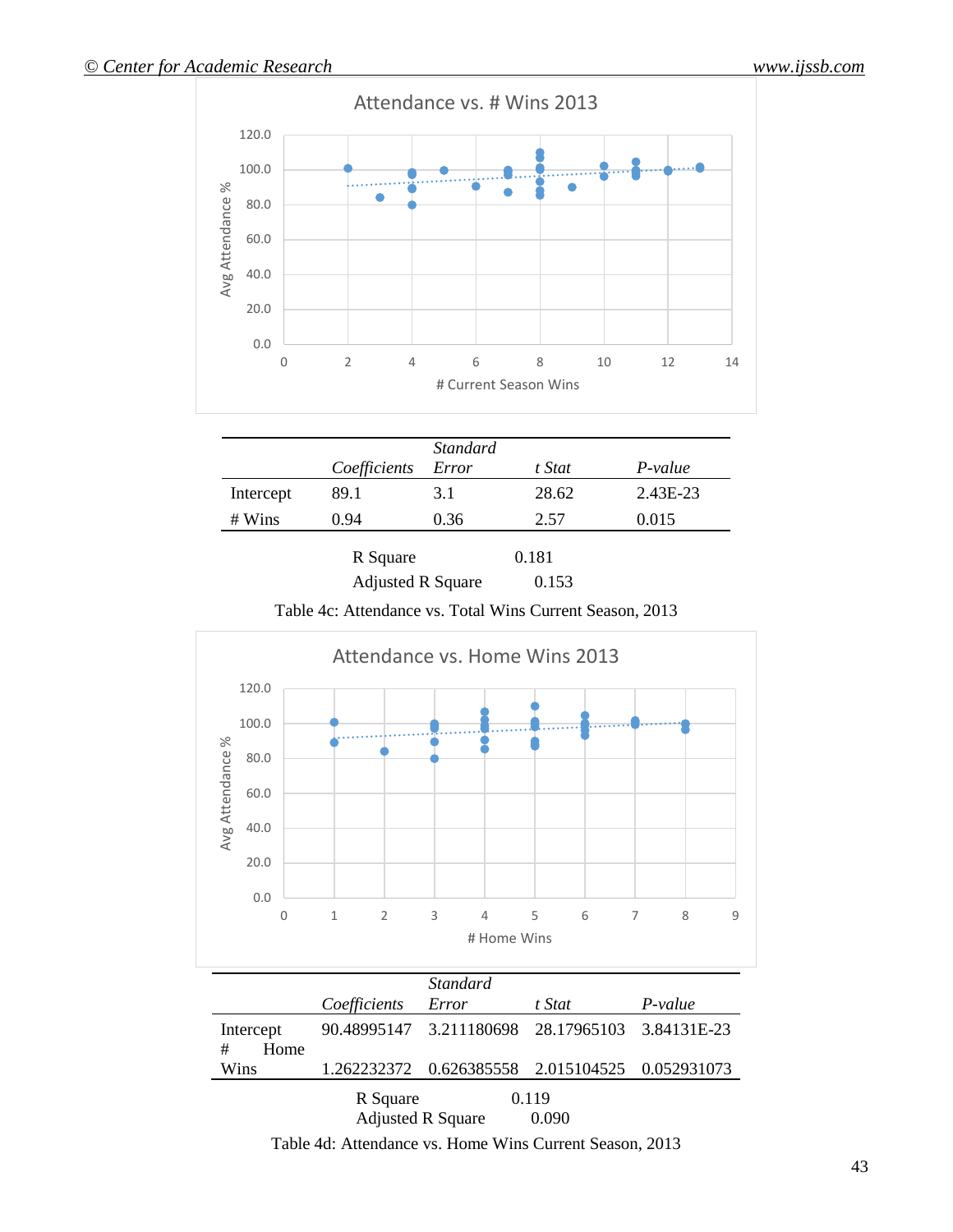|  | *Coefficients* | *Standard Error* | *t Stat* | *P-value* |
|---|---|---|---|---|
| Intercept | 89.1 | 3.1 | 28.62 | 2.43E-23 |
| # Wins | 0.94 | 0.36 | 2.57 | 0.015 |

R Square 0.181
Adjusted R Square 0.153

Table 4c: Attendance vs. Total Wins Current Season, 2013

|  | *Coefficients* | *Standard Error* | *t Stat* | *P-value* |
|---|---|---|---|---|
| Intercept | 90.48995147 | 3.211180698 | 28.17965103 | 3.84131E-23 |
| # Home Wins | 1.262232372 | 0.626385558 | 2.015104525 | 0.052931073 |

R Square 0.119
Adjusted R Square 0.090

Table 4d: Attendance vs. Home Wins Current Season, 2013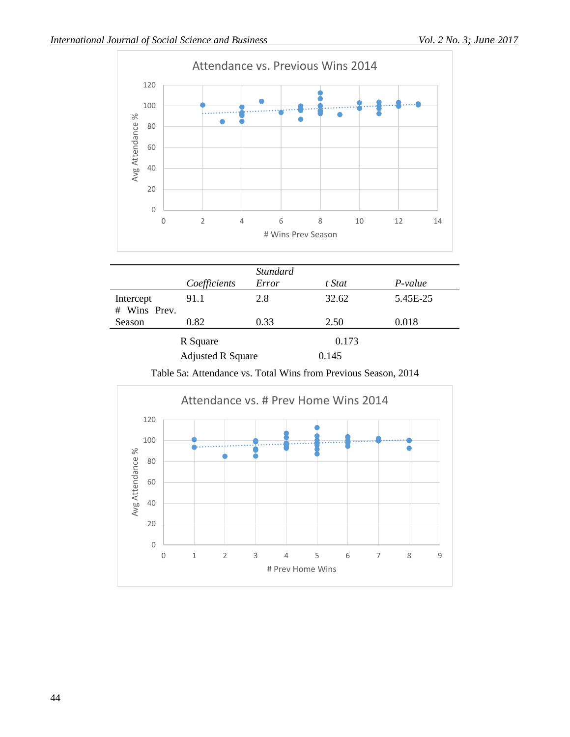| | *Coefficients* | *Standard Error* | *t Stat* | *P-value* |
|---|---|---|---|---|
| Intercept | 91.1 | 2.8 | 32.62 | 5.45E-25 |
| # Wins Prev. Season | 0.82 | 0.33 | 2.50 | 0.018 |
| R Square | | | 0.173 | |
| Adjusted R Square | | | 0.145 | |

Table 5a: Attendance vs. Total Wins from Previous Season, 2014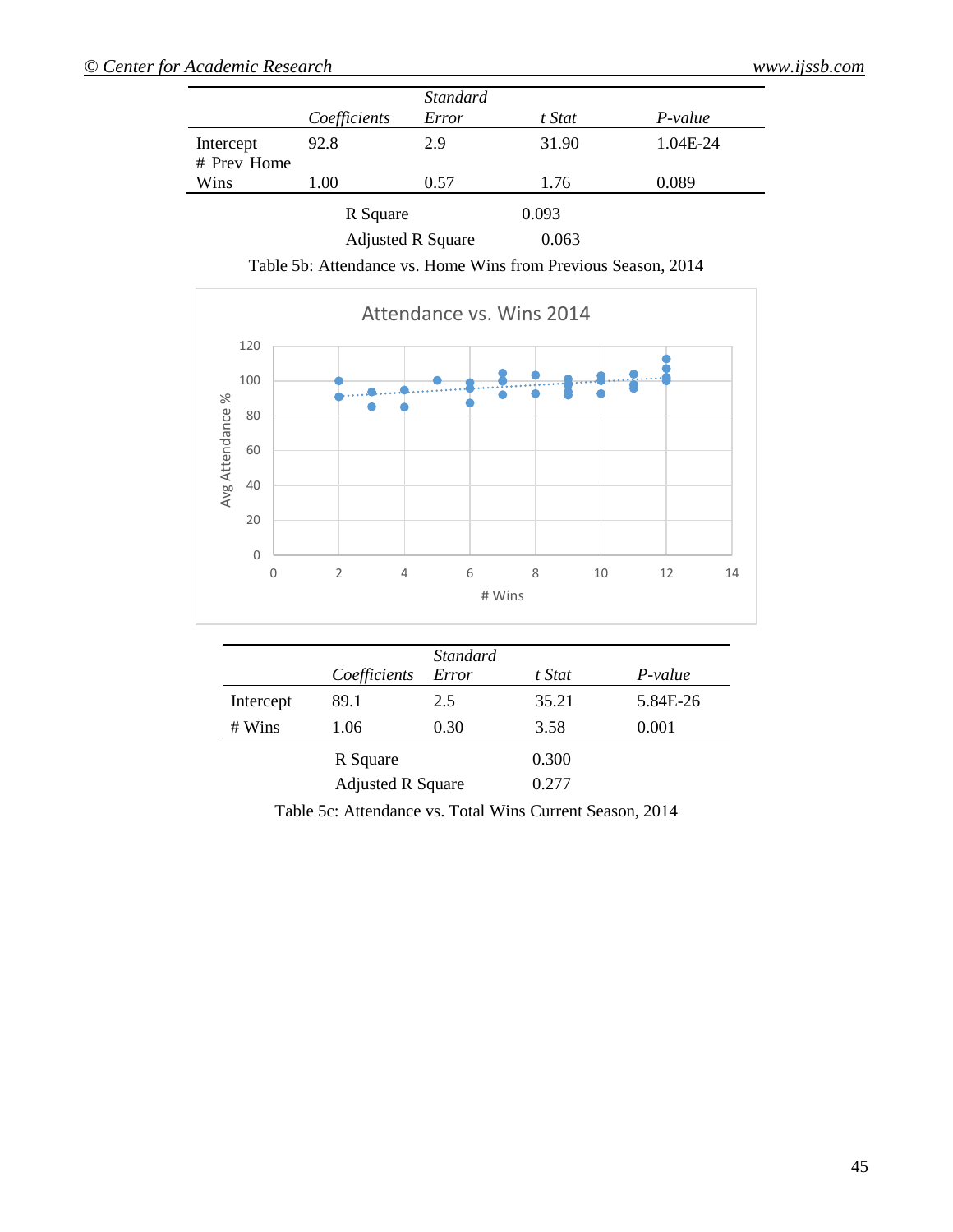| | *Coefficients* | *Standard Error* | *t Stat* | *P-value* |
|---|---|---|---|---|
| Intercept | 92.8 | 2.9 | 31.90 | 1.04E-24 |
| # Prev Home Wins | 1.00 | 0.57 | 1.76 | 0.089 |
| R Square | | | 0.093 | |
| Adjusted R Square | | | 0.063 | |

Table 5b: Attendance vs. Home Wins from Previous Season, 2014

| | *Coefficients* | *Standard Error* | *t Stat* | *P-value* |
|---|---|---|---|---|
| Intercept | 89.1 | 2.5 | 35.21 | 5.84E-26 |
| # Wins | 1.06 | 0.30 | 3.58 | 0.001 |
| R Square | | | 0.300 | |
| Adjusted R Square | | | 0.277 | |

Table 5c: Attendance vs. Total Wins Current Season, 2014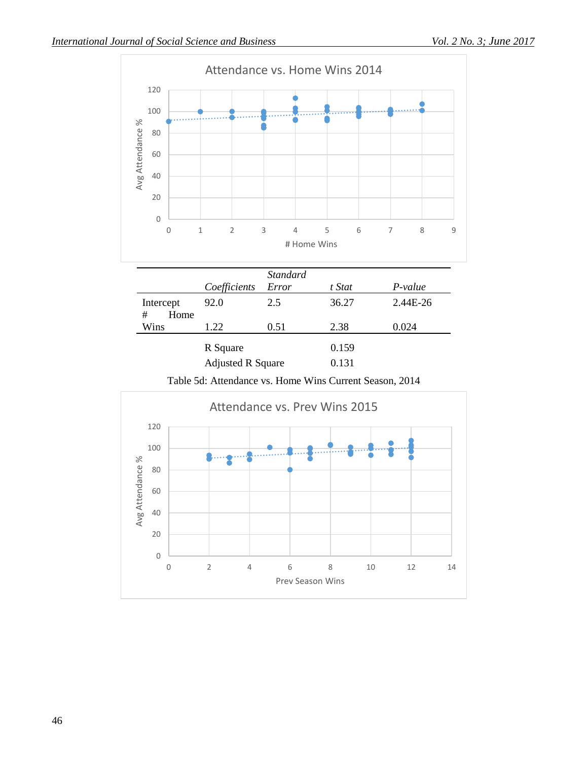Attendance vs. Home Wins 2014

| | *Coefficients* | *Standard Error* | *t Stat* | *P-value* |
|---|---|---|---|---|
| Intercept | 92.0 | 2.5 | 36.27 | 2.44E-26 |
| # Home Wins | 1.22 | 0.51 | 2.38 | 0.024 |

| | |
|---|---|
| R Square | 0.159 |
| Adjusted R Square | 0.131 |

Table 5d: Attendance vs. Home Wins Current Season, 2014

Attendance vs. Prev Wins 2015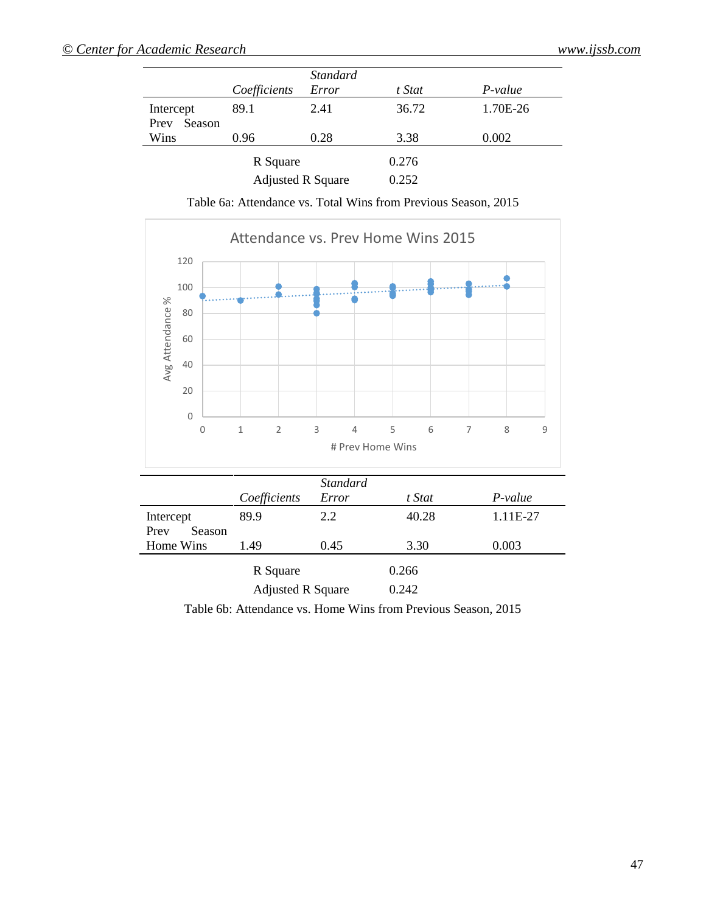| | Coefficients | Standard Error | t Stat | P-value |
|---|---|---|---|---|
| Intercept | 89.1 | 2.41 | 36.72 | 1.70E-26 |
| Prev Season Wins | 0.96 | 0.28 | 3.38 | 0.002 |

| | |
|---|---|
| R Square | 0.276 |
| Adjusted R Square | 0.252 |

Table 6a: Attendance vs. Total Wins from Previous Season, 2015

| | Coefficients | Standard Error | t Stat | P-value |
|---|---|---|---|---|
| Intercept | 89.9 | 2.2 | 40.28 | 1.11E-27 |
| Prev Season Home Wins | 1.49 | 0.45 | 3.30 | 0.003 |

| | |
|---|---|
| R Square | 0.266 |
| Adjusted R Square | 0.242 |

Table 6b: Attendance vs. Home Wins from Previous Season, 2015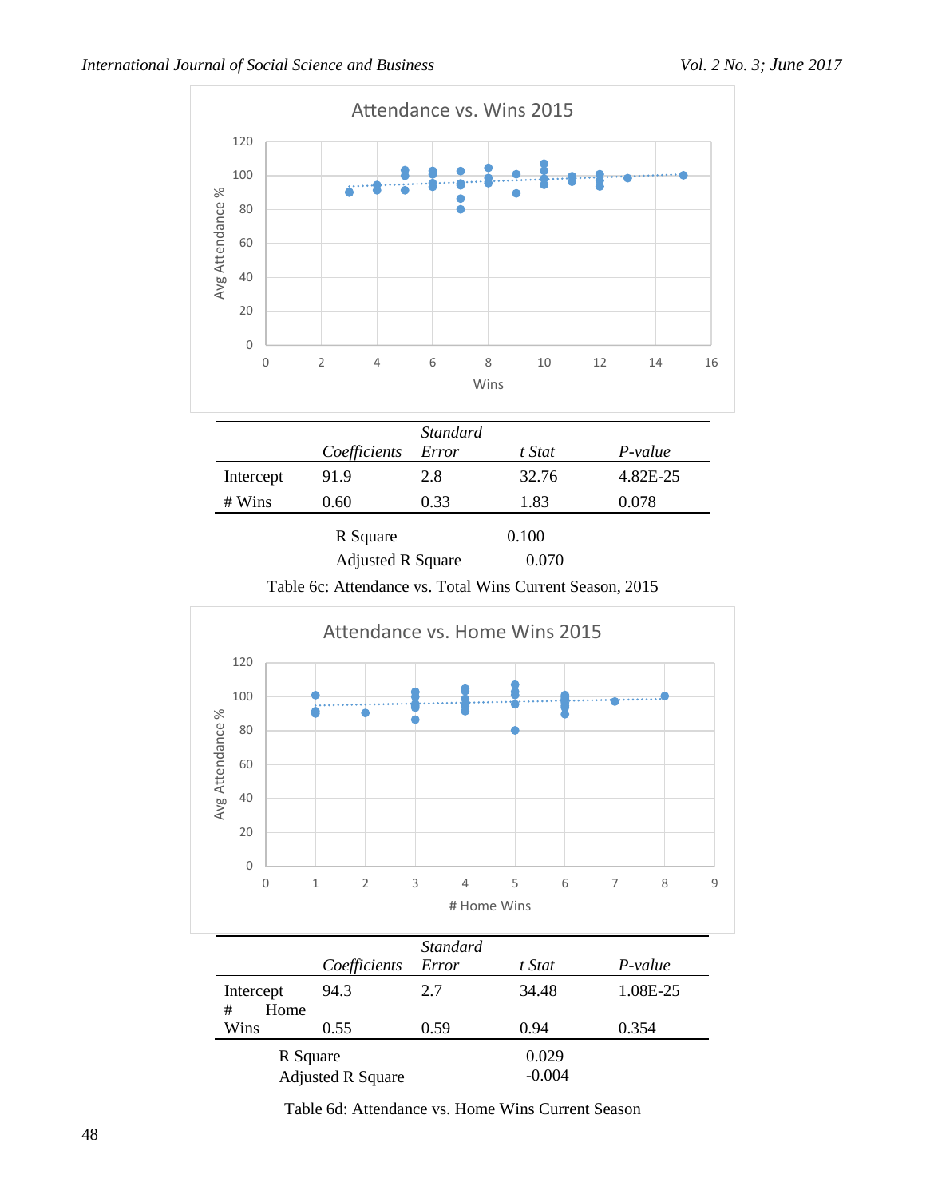| | Coefficients | Standard Error | t Stat | P-value |
|---|---|---|---|---|
| Intercept | 91.9 | 2.8 | 32.76 | 4.82E-25 |
| # Wins | 0.60 | 0.33 | 1.83 | 0.078 |

R Square 0.100

Adjusted R Square 0.070

Table 6c: Attendance vs. Total Wins Current Season, 2015

| | Coefficients | Standard Error | t Stat | P-value |
|---|---|---|---|---|
| Intercept | 94.3 | 2.7 | 34.48 | 1.08E-25 |
| # Home Wins | 0.55 | 0.59 | 0.94 | 0.354 |

R Square 0.029

Adjusted R Square -0.004

Table 6d: Attendance vs. Home Wins Current Season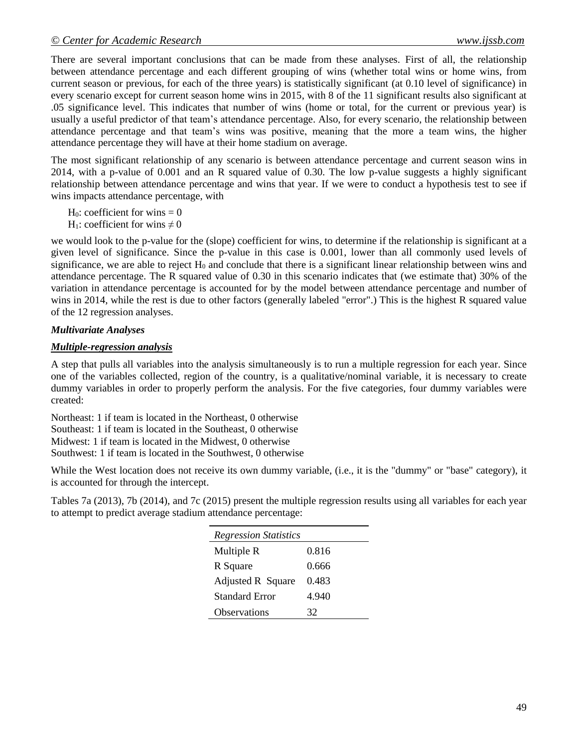There are several important conclusions that can be made from these analyses. First of all, the relationship between attendance percentage and each different grouping of wins (whether total wins or home wins, from current season or previous, for each of the three years) is statistically significant (at 0.10 level of significance) in every scenario except for current season home wins in 2015, with 8 of the 11 significant results also significant at .05 significance level. This indicates that number of wins (home or total, for the current or previous year) is usually a useful predictor of that team's attendance percentage. Also, for every scenario, the relationship between attendance percentage and that team's wins was positive, meaning that the more a team wins, the higher attendance percentage they will have at their home stadium on average.

The most significant relationship of any scenario is between attendance percentage and current season wins in 2014, with a p-value of 0.001 and an R squared value of 0.30. The low p-value suggests a highly significant relationship between attendance percentage and wins that year. If we were to conduct a hypothesis test to see if wins impacts attendance percentage, with

$H_0$: coefficient for wins = 0
$H_1$: coefficient for wins $\neq$ 0

we would look to the p-value for the (slope) coefficient for wins, to determine if the relationship is significant at a given level of significance. Since the p-value in this case is 0.001, lower than all commonly used levels of significance, we are able to reject $H_0$ and conclude that there is a significant linear relationship between wins and attendance percentage. The R squared value of 0.30 in this scenario indicates that (we estimate that) 30% of the variation in attendance percentage is accounted for by the model between attendance percentage and number of wins in 2014, while the rest is due to other factors (generally labeled "error".) This is the highest R squared value of the 12 regression analyses.

***Multivariate Analyses***

***<u>Multiple-regression analysis</u>***

A step that pulls all variables into the analysis simultaneously is to run a multiple regression for each year. Since one of the variables collected, region of the country, is a qualitative/nominal variable, it is necessary to create dummy variables in order to properly perform the analysis. For the five categories, four dummy variables were created:

Northeast: 1 if team is located in the Northeast, 0 otherwise
Southeast: 1 if team is located in the Southeast, 0 otherwise
Midwest: 1 if team is located in the Midwest, 0 otherwise
Southwest: 1 if team is located in the Southwest, 0 otherwise

While the West location does not receive its own dummy variable, (i.e., it is the "dummy" or "base" category), it is accounted for through the intercept.

Tables 7a (2013), 7b (2014), and 7c (2015) present the multiple regression results using all variables for each year to attempt to predict average stadium attendance percentage:

| *Regression Statistics* | |
|---|---|
| Multiple R | 0.816 |
| R Square | 0.666 |
| Adjusted R Square | 0.483 |
| Standard Error | 4.940 |
| Observations | 32 |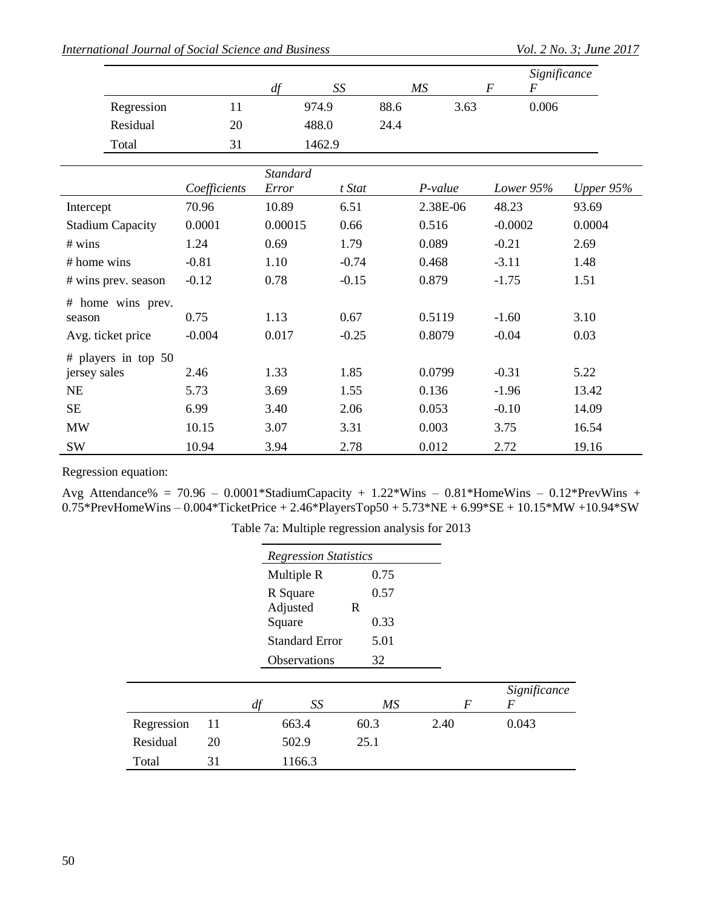| | df | SS | MS | F | Significance F |
|---|---|---|---|---|---|
| Regression | 11 | 974.9 | 88.6 | 3.63 | 0.006 |
| Residual | 20 | 488.0 | 24.4 | | |
| Total | 31 | 1462.9 | | | |

| | Coefficients | Standard Error | t Stat | P-value | Lower 95% | Upper 95% |
|---|---|---|---|---|---|---|
| Intercept | 70.96 | 10.89 | 6.51 | 2.38E-06 | 48.23 | 93.69 |
| Stadium Capacity | 0.0001 | 0.00015 | 0.66 | 0.516 | -0.0002 | 0.0004 |
| # wins | 1.24 | 0.69 | 1.79 | 0.089 | -0.21 | 2.69 |
| # home wins | -0.81 | 1.10 | -0.74 | 0.468 | -3.11 | 1.48 |
| # wins prev. season | -0.12 | 0.78 | -0.15 | 0.879 | -1.75 | 1.51 |
| # home wins prev. season | 0.75 | 1.13 | 0.67 | 0.5119 | -1.60 | 3.10 |
| Avg. ticket price | -0.004 | 0.017 | -0.25 | 0.8079 | -0.04 | 0.03 |
| # players in top 50 jersey sales | 2.46 | 1.33 | 1.85 | 0.0799 | -0.31 | 5.22 |
| NE | 5.73 | 3.69 | 1.55 | 0.136 | -1.96 | 13.42 |
| SE | 6.99 | 3.40 | 2.06 | 0.053 | -0.10 | 14.09 |
| MW | 10.15 | 3.07 | 3.31 | 0.003 | 3.75 | 16.54 |
| SW | 10.94 | 3.94 | 2.78 | 0.012 | 2.72 | 19.16 |

Regression equation:

Avg Attendance% = 70.96 – 0.0001*StadiumCapacity + 1.22*Wins – 0.81*HomeWins – 0.12*PrevWins + 0.75*PrevHomeWins – 0.004*TicketPrice + 2.46*PlayersTop50 + 5.73*NE + 6.99*SE + 10.15*MW +10.94*SW

Table 7a: Multiple regression analysis for 2013

| Regression Statistics | |
|---|---|
| Multiple R | 0.75 |
| R Square | 0.57 |
| Adjusted R Square | 0.33 |
| Standard Error | 5.01 |
| Observations | 32 |

| | df | SS | MS | F | Significance F |
|---|---|---|---|---|---|
| Regression | 11 | 663.4 | 60.3 | 2.40 | 0.043 |
| Residual | 20 | 502.9 | 25.1 | | |
| Total | 31 | 1166.3 | | | |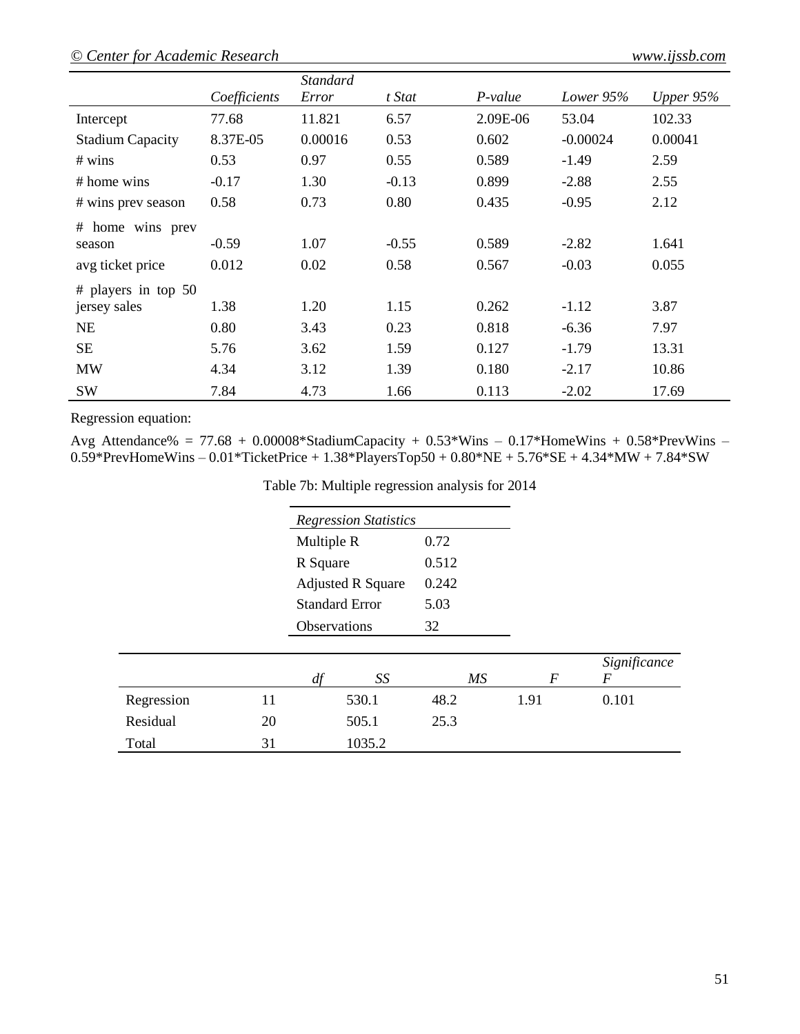| | Coefficients | Standard Error | t Stat | P-value | Lower 95% | Upper 95% |
|---|---|---|---|---|---|---|
| Intercept | 77.68 | 11.821 | 6.57 | 2.09E-06 | 53.04 | 102.33 |
| Stadium Capacity | 8.37E-05 | 0.00016 | 0.53 | 0.602 | -0.00024 | 0.00041 |
| # wins | 0.53 | 0.97 | 0.55 | 0.589 | -1.49 | 2.59 |
| # home wins | -0.17 | 1.30 | -0.13 | 0.899 | -2.88 | 2.55 |
| # wins prev season | 0.58 | 0.73 | 0.80 | 0.435 | -0.95 | 2.12 |
| # home wins prev season | -0.59 | 1.07 | -0.55 | 0.589 | -2.82 | 1.641 |
| avg ticket price | 0.012 | 0.02 | 0.58 | 0.567 | -0.03 | 0.055 |
| # players in top 50 jersey sales | 1.38 | 1.20 | 1.15 | 0.262 | -1.12 | 3.87 |
| NE | 0.80 | 3.43 | 0.23 | 0.818 | -6.36 | 7.97 |
| SE | 5.76 | 3.62 | 1.59 | 0.127 | -1.79 | 13.31 |
| MW | 4.34 | 3.12 | 1.39 | 0.180 | -2.17 | 10.86 |
| SW | 7.84 | 4.73 | 1.66 | 0.113 | -2.02 | 17.69 |

Regression equation:

Avg Attendance% = 77.68 + 0.00008*StadiumCapacity + 0.53*Wins – 0.17*HomeWins + 0.58*PrevWins – 0.59*PrevHomeWins – 0.01*TicketPrice + 1.38*PlayersTop50 + 0.80*NE + 5.76*SE + 4.34*MW + 7.84*SW

Table 7b: Multiple regression analysis for 2014

| *Regression Statistics* | |
|---|---|
| Multiple R | 0.72 |
| R Square | 0.512 |
| Adjusted R Square | 0.242 |
| Standard Error | 5.03 |
| Observations | 32 |

| | *df* | *SS* | *MS* | *F* | *Significance F* |
|---|---|---|---|---|---|
| Regression | 11 | 530.1 | 48.2 | 1.91 | 0.101 |
| Residual | 20 | 505.1 | 25.3 | | |
| Total | 31 | 1035.2 | | | |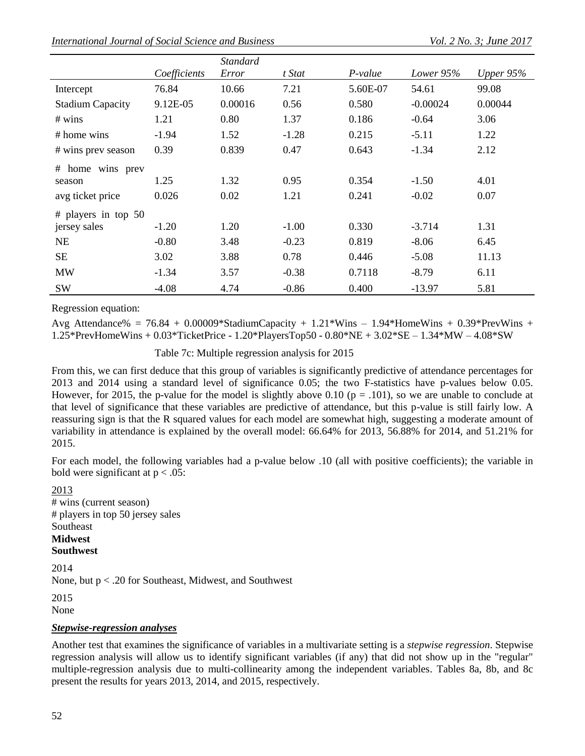| | *Coefficients* | *Standard Error* | *t Stat* | *P-value* | *Lower 95%* | *Upper 95%* |
|---|---|---|---|---|---|---|
| Intercept | 76.84 | 10.66 | 7.21 | 5.60E-07 | 54.61 | 99.08 |
| Stadium Capacity | 9.12E-05 | 0.00016 | 0.56 | 0.580 | -0.00024 | 0.00044 |
| # wins | 1.21 | 0.80 | 1.37 | 0.186 | -0.64 | 3.06 |
| # home wins | -1.94 | 1.52 | -1.28 | 0.215 | -5.11 | 1.22 |
| # wins prev season | 0.39 | 0.839 | 0.47 | 0.643 | -1.34 | 2.12 |
| # home wins prev season | 1.25 | 1.32 | 0.95 | 0.354 | -1.50 | 4.01 |
| avg ticket price | 0.026 | 0.02 | 1.21 | 0.241 | -0.02 | 0.07 |
| # players in top 50 jersey sales | -1.20 | 1.20 | -1.00 | 0.330 | -3.714 | 1.31 |
| NE | -0.80 | 3.48 | -0.23 | 0.819 | -8.06 | 6.45 |
| SE | 3.02 | 3.88 | 0.78 | 0.446 | -5.08 | 11.13 |
| MW | -1.34 | 3.57 | -0.38 | 0.7118 | -8.79 | 6.11 |
| SW | -4.08 | 4.74 | -0.86 | 0.400 | -13.97 | 5.81 |

Regression equation:

Avg Attendance% = 76.84 + 0.00009*StadiumCapacity + 1.21*Wins – 1.94*HomeWins + 0.39*PrevWins + 1.25*PrevHomeWins + 0.03*TicketPrice - 1.20*PlayersTop50 - 0.80*NE + 3.02*SE – 1.34*MW – 4.08*SW

Table 7c: Multiple regression analysis for 2015

From this, we can first deduce that this group of variables is significantly predictive of attendance percentages for 2013 and 2014 using a standard level of significance 0.05; the two F-statistics have p-values below 0.05. However, for 2015, the p-value for the model is slightly above 0.10 ($p = .101$), so we are unable to conclude at that level of significance that these variables are predictive of attendance, but this p-value is still fairly low. A reassuring sign is that the R squared values for each model are somewhat high, suggesting a moderate amount of variability in attendance is explained by the overall model: 66.64% for 2013, 56.88% for 2014, and 51.21% for 2015.

For each model, the following variables had a p-value below .10 (all with positive coefficients); the variable in bold were significant at $p < .05$:

2013

# wins (current season)
# players in top 50 jersey sales
Southeast
**Midwest**
**Southwest**

2014

None, but $p < .20$ for Southeast, Midwest, and Southwest

2015

None

### *Stepwise-regression analyses*

Another test that examines the significance of variables in a multivariate setting is a *stepwise regression*. Stepwise regression analysis will allow us to identify significant variables (if any) that did not show up in the "regular" multiple-regression analysis due to multi-collinearity among the independent variables. Tables 8a, 8b, and 8c present the results for years 2013, 2014, and 2015, respectively.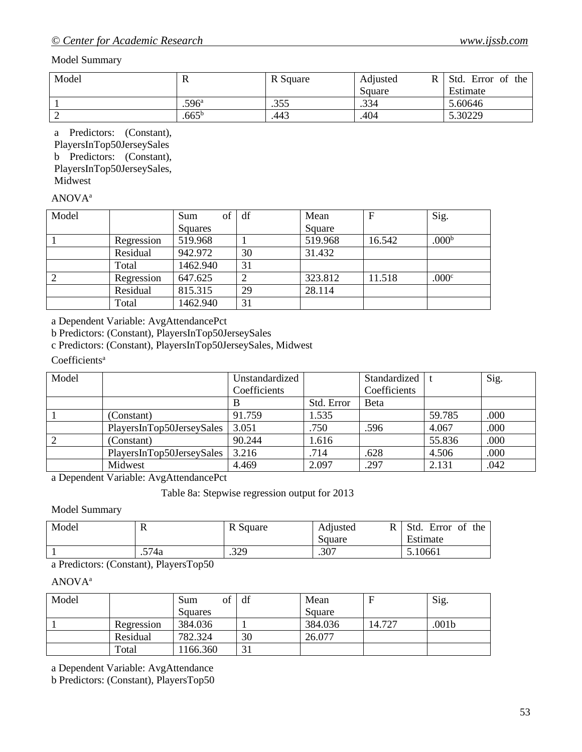Model Summary

| Model | R | R Square | Adjusted R Square | Std. Error of the Estimate |
|---|---|---|---|---|
| 1 | .596[a] | .355 | .334 | 5.60646 |
| 2 | .665[b] | .443 | .404 | 5.30229 |

a Predictors: (Constant), PlayersInTop50JerseySales
b Predictors: (Constant), PlayersInTop50JerseySales, Midwest

ANOVA[a]

| Model | | Sum of Squares | df | Mean Square | F | Sig. |
|---|---|---|---|---|---|---|
| 1 | Regression | 519.968 | 1 | 519.968 | 16.542 | .000[b] |
| | Residual | 942.972 | 30 | 31.432 | | |
| | Total | 1462.940 | 31 | | | |
| 2 | Regression | 647.625 | 2 | 323.812 | 11.518 | .000[c] |
| | Residual | 815.315 | 29 | 28.114 | | |
| | Total | 1462.940 | 31 | | | |

a Dependent Variable: AvgAttendancePct
b Predictors: (Constant), PlayersInTop50JerseySales
c Predictors: (Constant), PlayersInTop50JerseySales, Midwest

Coefficients[a]

| Model | | Unstandardized Coefficients | | Standardized Coefficients | t | Sig. |
|---|---|---|---|---|---|---|
| | | B | Std. Error | Beta | | |
| 1 | (Constant) | 91.759 | 1.535 | | 59.785 | .000 |
| | PlayersInTop50JerseySales | 3.051 | .750 | .596 | 4.067 | .000 |
| 2 | (Constant) | 90.244 | 1.616 | | 55.836 | .000 |
| | PlayersInTop50JerseySales | 3.216 | .714 | .628 | 4.506 | .000 |
| | Midwest | 4.469 | 2.097 | .297 | 2.131 | .042 |

a Dependent Variable: AvgAttendancePct

Table 8a: Stepwise regression output for 2013

Model Summary

| Model | R | R Square | Adjusted R Square | Std. Error of the Estimate |
|---|---|---|---|---|
| 1 | .574a | .329 | .307 | 5.10661 |

a Predictors: (Constant), PlayersTop50

ANOVA[a]

| Model | | Sum of Squares | df | Mean Square | F | Sig. |
|---|---|---|---|---|---|---|
| 1 | Regression | 384.036 | 1 | 384.036 | 14.727 | .001b |
| | Residual | 782.324 | 30 | 26.077 | | |
| | Total | 1166.360 | 31 | | | |

a Dependent Variable: AvgAttendance
b Predictors: (Constant), PlayersTop50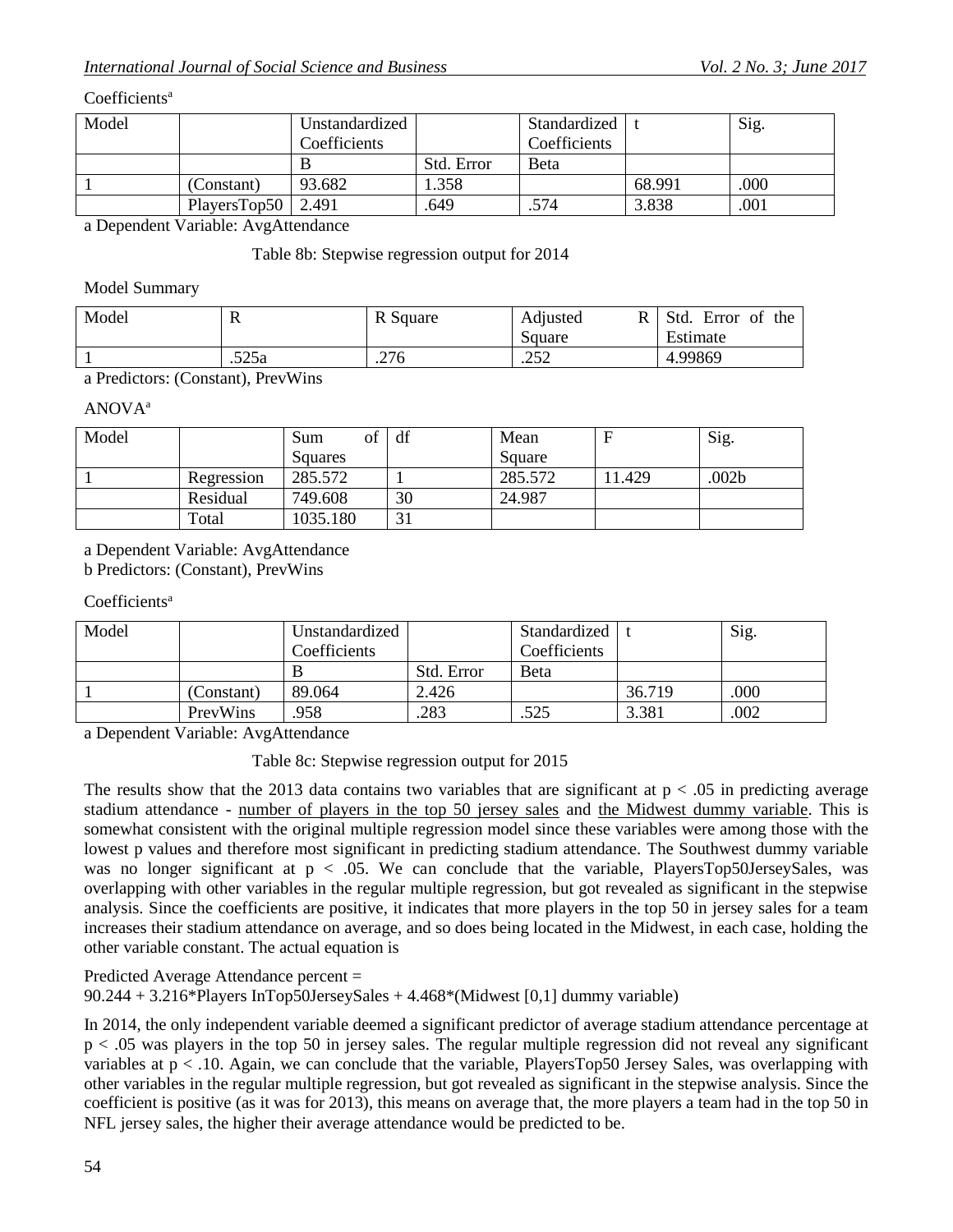Coefficients[a]

| Model | | Unstandardized Coefficients | | Standardized Coefficients | t | Sig. |
|---|---|---|---|---|---|---|
| | | B | Std. Error | Beta | | |
| 1 | (Constant) | 93.682 | 1.358 | | 68.991 | .000 |
| | PlayersTop50 | 2.491 | .649 | .574 | 3.838 | .001 |

a Dependent Variable: AvgAttendance

Table 8b: Stepwise regression output for 2014

Model Summary

| Model | R | R Square | Adjusted R Square | Std. Error of the Estimate |
|---|---|---|---|---|
| 1 | .525a | .276 | .252 | 4.99869 |

a Predictors: (Constant), PrevWins

ANOVA[a]

| Model | | Sum of Squares | df | Mean Square | F | Sig. |
|---|---|---|---|---|---|---|
| 1 | Regression | 285.572 | 1 | 285.572 | 11.429 | .002b |
| | Residual | 749.608 | 30 | 24.987 | | |
| | Total | 1035.180 | 31 | | | |

a Dependent Variable: AvgAttendance
b Predictors: (Constant), PrevWins

Coefficients[a]

| Model | | Unstandardized Coefficients | | Standardized Coefficients | t | Sig. |
|---|---|---|---|---|---|---|
| | | B | Std. Error | Beta | | |
| 1 | (Constant) | 89.064 | 2.426 | | 36.719 | .000 |
| | PrevWins | .958 | .283 | .525 | 3.381 | .002 |

a Dependent Variable: AvgAttendance

Table 8c: Stepwise regression output for 2015

The results show that the 2013 data contains two variables that are significant at $p < .05$ in predicting average stadium attendance - number of players in the top 50 jersey sales and the Midwest dummy variable. This is somewhat consistent with the original multiple regression model since these variables were among those with the lowest p values and therefore most significant in predicting stadium attendance. The Southwest dummy variable was no longer significant at $p < .05$. We can conclude that the variable, PlayersTop50JerseySales, was overlapping with other variables in the regular multiple regression, but got revealed as significant in the stepwise analysis. Since the coefficients are positive, it indicates that more players in the top 50 in jersey sales for a team increases their stadium attendance on average, and so does being located in the Midwest, in each case, holding the other variable constant. The actual equation is

Predicted Average Attendance percent =
90.244 + 3.216*Players InTop50JerseySales + 4.468*(Midwest [0,1] dummy variable)

In 2014, the only independent variable deemed a significant predictor of average stadium attendance percentage at $p < .05$ was players in the top 50 in jersey sales. The regular multiple regression did not reveal any significant variables at $p < .10$. Again, we can conclude that the variable, PlayersTop50 Jersey Sales, was overlapping with other variables in the regular multiple regression, but got revealed as significant in the stepwise analysis. Since the coefficient is positive (as it was for 2013), this means on average that, the more players a team had in the top 50 in NFL jersey sales, the higher their average attendance would be predicted to be.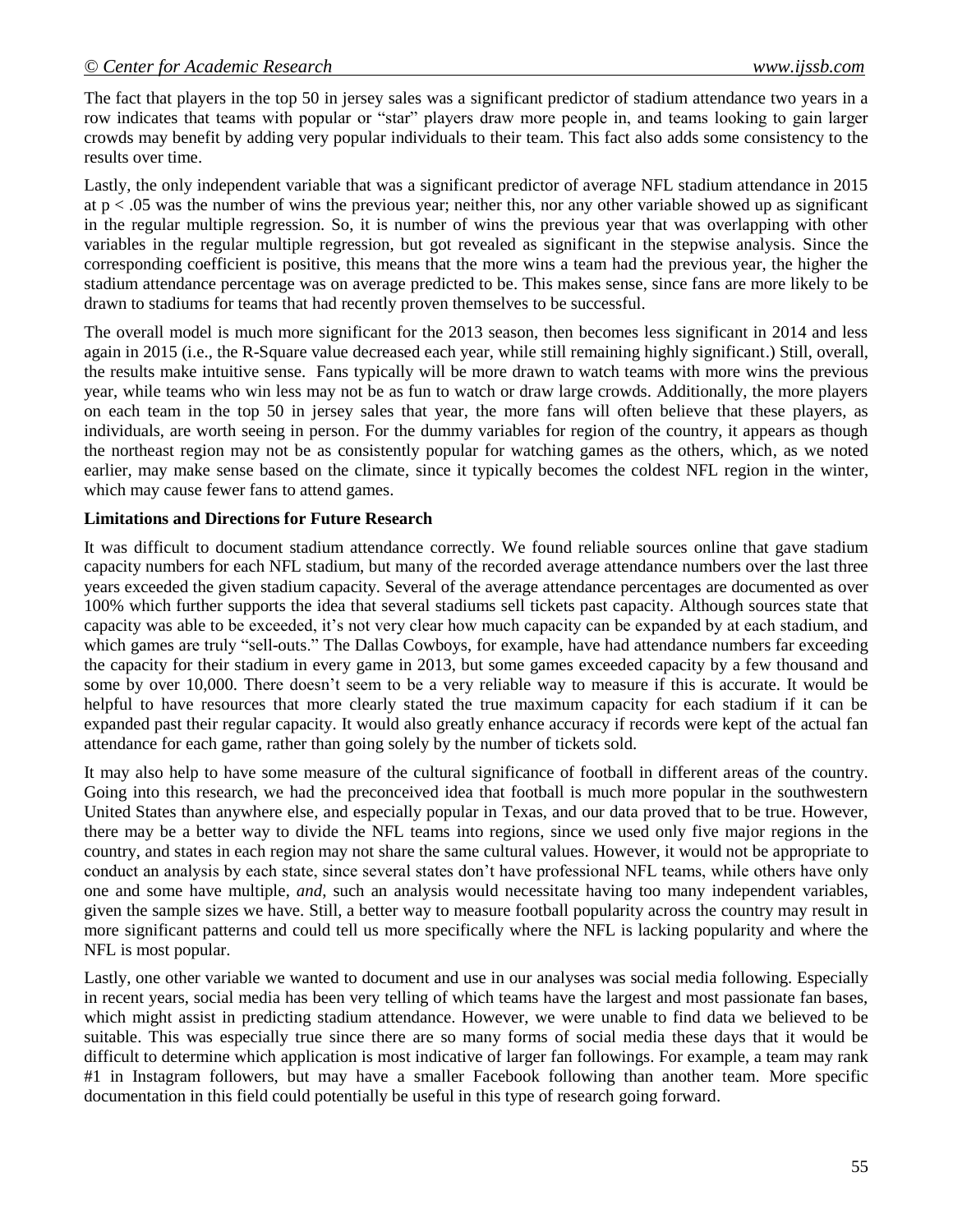The fact that players in the top 50 in jersey sales was a significant predictor of stadium attendance two years in a row indicates that teams with popular or "star" players draw more people in, and teams looking to gain larger crowds may benefit by adding very popular individuals to their team. This fact also adds some consistency to the results over time.

Lastly, the only independent variable that was a significant predictor of average NFL stadium attendance in 2015 at $p < .05$ was the number of wins the previous year; neither this, nor any other variable showed up as significant in the regular multiple regression. So, it is number of wins the previous year that was overlapping with other variables in the regular multiple regression, but got revealed as significant in the stepwise analysis. Since the corresponding coefficient is positive, this means that the more wins a team had the previous year, the higher the stadium attendance percentage was on average predicted to be. This makes sense, since fans are more likely to be drawn to stadiums for teams that had recently proven themselves to be successful.

The overall model is much more significant for the 2013 season, then becomes less significant in 2014 and less again in 2015 (i.e., the R-Square value decreased each year, while still remaining highly significant.) Still, overall, the results make intuitive sense. Fans typically will be more drawn to watch teams with more wins the previous year, while teams who win less may not be as fun to watch or draw large crowds. Additionally, the more players on each team in the top 50 in jersey sales that year, the more fans will often believe that these players, as individuals, are worth seeing in person. For the dummy variables for region of the country, it appears as though the northeast region may not be as consistently popular for watching games as the others, which, as we noted earlier, may make sense based on the climate, since it typically becomes the coldest NFL region in the winter, which may cause fewer fans to attend games.

**Limitations and Directions for Future Research**

It was difficult to document stadium attendance correctly. We found reliable sources online that gave stadium capacity numbers for each NFL stadium, but many of the recorded average attendance numbers over the last three years exceeded the given stadium capacity. Several of the average attendance percentages are documented as over 100% which further supports the idea that several stadiums sell tickets past capacity. Although sources state that capacity was able to be exceeded, it's not very clear how much capacity can be expanded by at each stadium, and which games are truly "sell-outs." The Dallas Cowboys, for example, have had attendance numbers far exceeding the capacity for their stadium in every game in 2013, but some games exceeded capacity by a few thousand and some by over 10,000. There doesn't seem to be a very reliable way to measure if this is accurate. It would be helpful to have resources that more clearly stated the true maximum capacity for each stadium if it can be expanded past their regular capacity. It would also greatly enhance accuracy if records were kept of the actual fan attendance for each game, rather than going solely by the number of tickets sold.

It may also help to have some measure of the cultural significance of football in different areas of the country. Going into this research, we had the preconceived idea that football is much more popular in the southwestern United States than anywhere else, and especially popular in Texas, and our data proved that to be true. However, there may be a better way to divide the NFL teams into regions, since we used only five major regions in the country, and states in each region may not share the same cultural values. However, it would not be appropriate to conduct an analysis by each state, since several states don't have professional NFL teams, while others have only one and some have multiple, *and*, such an analysis would necessitate having too many independent variables, given the sample sizes we have. Still, a better way to measure football popularity across the country may result in more significant patterns and could tell us more specifically where the NFL is lacking popularity and where the NFL is most popular.

Lastly, one other variable we wanted to document and use in our analyses was social media following. Especially in recent years, social media has been very telling of which teams have the largest and most passionate fan bases, which might assist in predicting stadium attendance. However, we were unable to find data we believed to be suitable. This was especially true since there are so many forms of social media these days that it would be difficult to determine which application is most indicative of larger fan followings. For example, a team may rank #1 in Instagram followers, but may have a smaller Facebook following than another team. More specific documentation in this field could potentially be useful in this type of research going forward.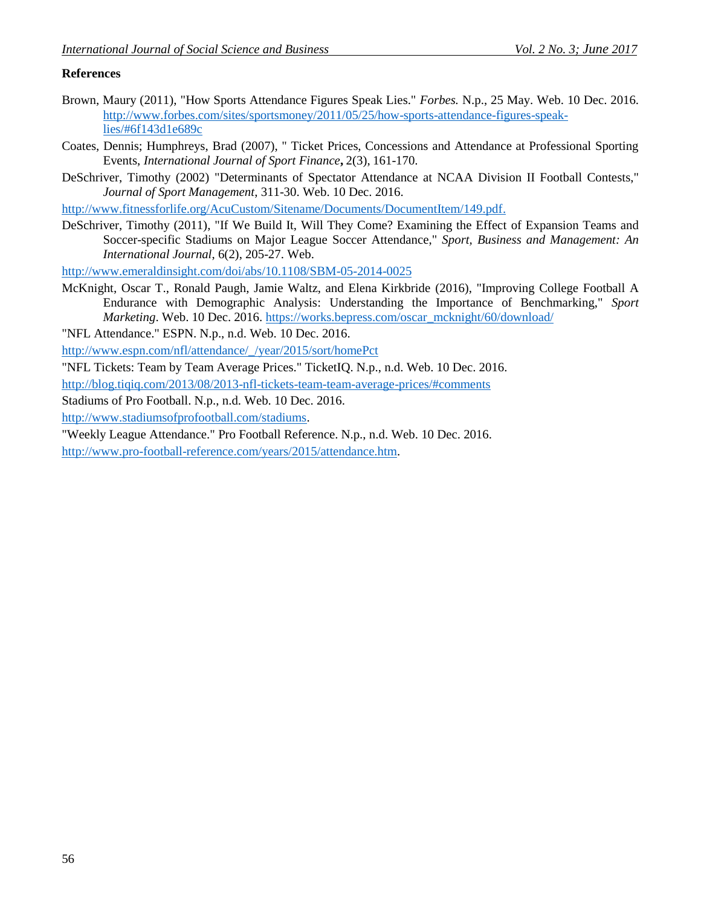**References**

Brown, Maury (2011), "How Sports Attendance Figures Speak Lies." *Forbes.* N.p., 25 May. Web. 10 Dec. 2016. http://www.forbes.com/sites/sportsmoney/2011/05/25/how-sports-attendance-figures-speak-lies/#6f143d1e689c

Coates, Dennis; Humphreys, Brad (2007), " Ticket Prices, Concessions and Attendance at Professional Sporting Events, *International Journal of Sport Finance***,** 2(3), 161-170.

DeSchriver, Timothy (2002) "Determinants of Spectator Attendance at NCAA Division II Football Contests," *Journal of Sport Management*, 311-30. Web. 10 Dec. 2016.

http://www.fitnessforlife.org/AcuCustom/Sitename/Documents/DocumentItem/149.pdf.

DeSchriver, Timothy (2011), "If We Build It, Will They Come? Examining the Effect of Expansion Teams and Soccer-specific Stadiums on Major League Soccer Attendance," *Sport, Business and Management: An International Journal*, 6(2), 205-27. Web.

http://www.emeraldinsight.com/doi/abs/10.1108/SBM-05-2014-0025

McKnight, Oscar T., Ronald Paugh, Jamie Waltz, and Elena Kirkbride (2016), "Improving College Football A Endurance with Demographic Analysis: Understanding the Importance of Benchmarking," *Sport Marketing*. Web. 10 Dec. 2016. https://works.bepress.com/oscar_mcknight/60/download/

"NFL Attendance." ESPN. N.p., n.d. Web. 10 Dec. 2016.

http://www.espn.com/nfl/attendance/_/year/2015/sort/homePct

"NFL Tickets: Team by Team Average Prices." TicketIQ. N.p., n.d. Web. 10 Dec. 2016.

http://blog.tiqiq.com/2013/08/2013-nfl-tickets-team-team-average-prices/#comments

Stadiums of Pro Football. N.p., n.d. Web. 10 Dec. 2016.

http://www.stadiumsofprofootball.com/stadiums.

"Weekly League Attendance." Pro Football Reference. N.p., n.d. Web. 10 Dec. 2016.

http://www.pro-football-reference.com/years/2015/attendance.htm.